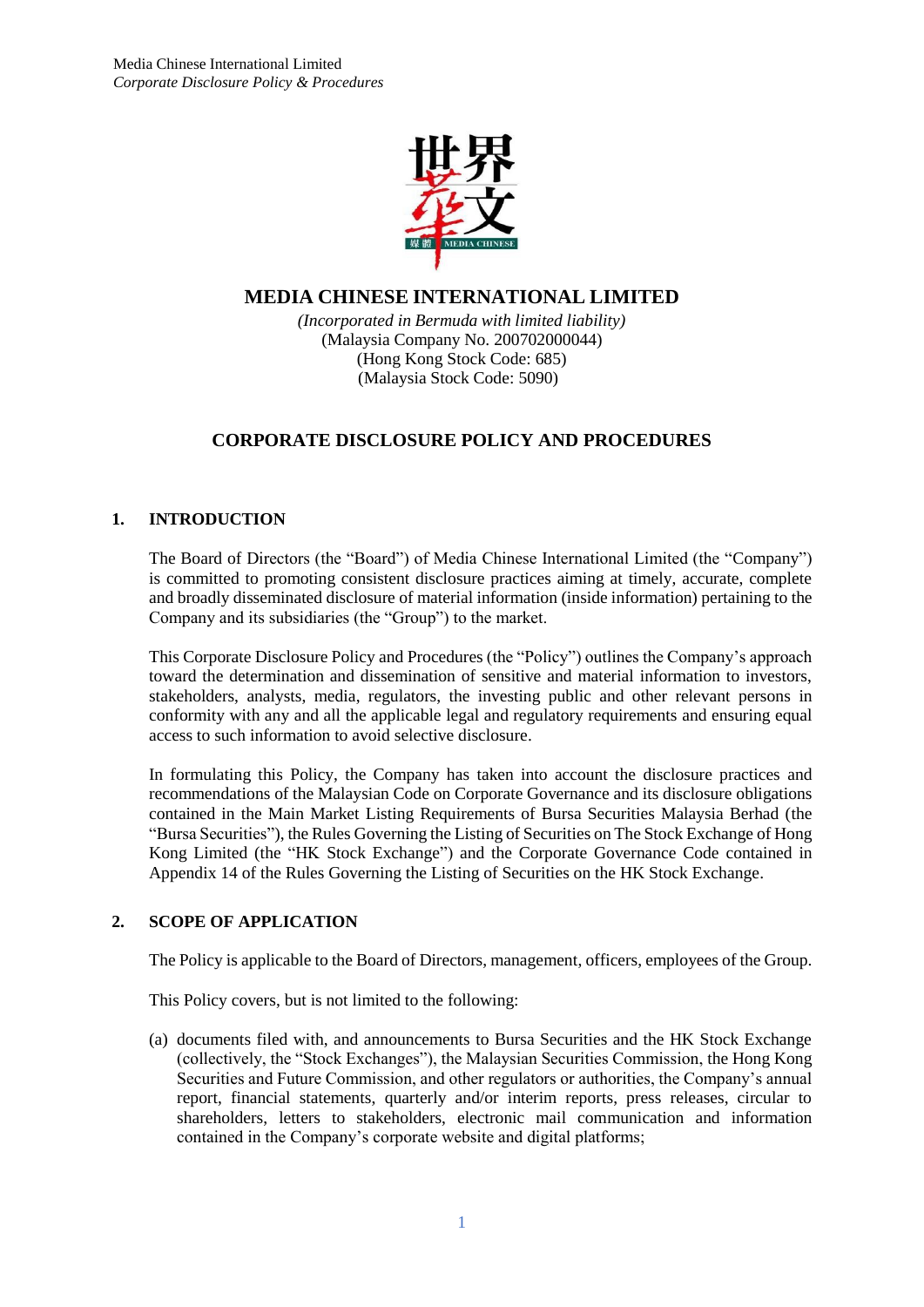# MEDIA CHINESE INTERNATIONAL LIMITED

*(Incorporated in Bermuda with limited liability)*
(Malaysia Company No. 200702000044)
(Hong Kong Stock Code: 685)
(Malaysia Stock Code: 5090)

## CORPORATE DISCLOSURE POLICY AND PROCEDURES

### 1. INTRODUCTION

The Board of Directors (the "Board") of Media Chinese International Limited (the "Company") is committed to promoting consistent disclosure practices aiming at timely, accurate, complete and broadly disseminated disclosure of material information (inside information) pertaining to the Company and its subsidiaries (the "Group") to the market.

This Corporate Disclosure Policy and Procedures (the "Policy") outlines the Company's approach toward the determination and dissemination of sensitive and material information to investors, stakeholders, analysts, media, regulators, the investing public and other relevant persons in conformity with any and all the applicable legal and regulatory requirements and ensuring equal access to such information to avoid selective disclosure.

In formulating this Policy, the Company has taken into account the disclosure practices and recommendations of the Malaysian Code on Corporate Governance and its disclosure obligations contained in the Main Market Listing Requirements of Bursa Securities Malaysia Berhad (the "Bursa Securities"), the Rules Governing the Listing of Securities on The Stock Exchange of Hong Kong Limited (the "HK Stock Exchange") and the Corporate Governance Code contained in Appendix 14 of the Rules Governing the Listing of Securities on the HK Stock Exchange.

### 2. SCOPE OF APPLICATION

The Policy is applicable to the Board of Directors, management, officers, employees of the Group.

This Policy covers, but is not limited to the following:

(a) documents filed with, and announcements to Bursa Securities and the HK Stock Exchange (collectively, the "Stock Exchanges"), the Malaysian Securities Commission, the Hong Kong Securities and Future Commission, and other regulators or authorities, the Company's annual report, financial statements, quarterly and/or interim reports, press releases, circular to shareholders, letters to stakeholders, electronic mail communication and information contained in the Company's corporate website and digital platforms;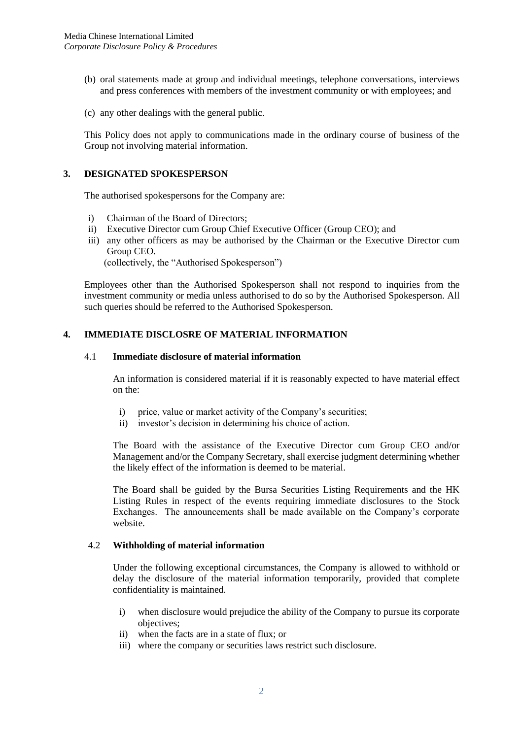(b) oral statements made at group and individual meetings, telephone conversations, interviews and press conferences with members of the investment community or with employees; and

(c) any other dealings with the general public.

This Policy does not apply to communications made in the ordinary course of business of the Group not involving material information.

## 3. DESIGNATED SPOKESPERSON

The authorised spokespersons for the Company are:

i) Chairman of the Board of Directors;
ii) Executive Director cum Group Chief Executive Officer (Group CEO); and
iii) any other officers as may be authorised by the Chairman or the Executive Director cum Group CEO.
(collectively, the "Authorised Spokesperson")

Employees other than the Authorised Spokesperson shall not respond to inquiries from the investment community or media unless authorised to do so by the Authorised Spokesperson. All such queries should be referred to the Authorised Spokesperson.

## 4. IMMEDIATE DISCLOSRE OF MATERIAL INFORMATION

### 4.1 Immediate disclosure of material information

An information is considered material if it is reasonably expected to have material effect on the:

i) price, value or market activity of the Company's securities;
ii) investor's decision in determining his choice of action.

The Board with the assistance of the Executive Director cum Group CEO and/or Management and/or the Company Secretary, shall exercise judgment determining whether the likely effect of the information is deemed to be material.

The Board shall be guided by the Bursa Securities Listing Requirements and the HK Listing Rules in respect of the events requiring immediate disclosures to the Stock Exchanges. The announcements shall be made available on the Company's corporate website.

### 4.2 Withholding of material information

Under the following exceptional circumstances, the Company is allowed to withhold or delay the disclosure of the material information temporarily, provided that complete confidentiality is maintained.

i) when disclosure would prejudice the ability of the Company to pursue its corporate objectives;
ii) when the facts are in a state of flux; or
iii) where the company or securities laws restrict such disclosure.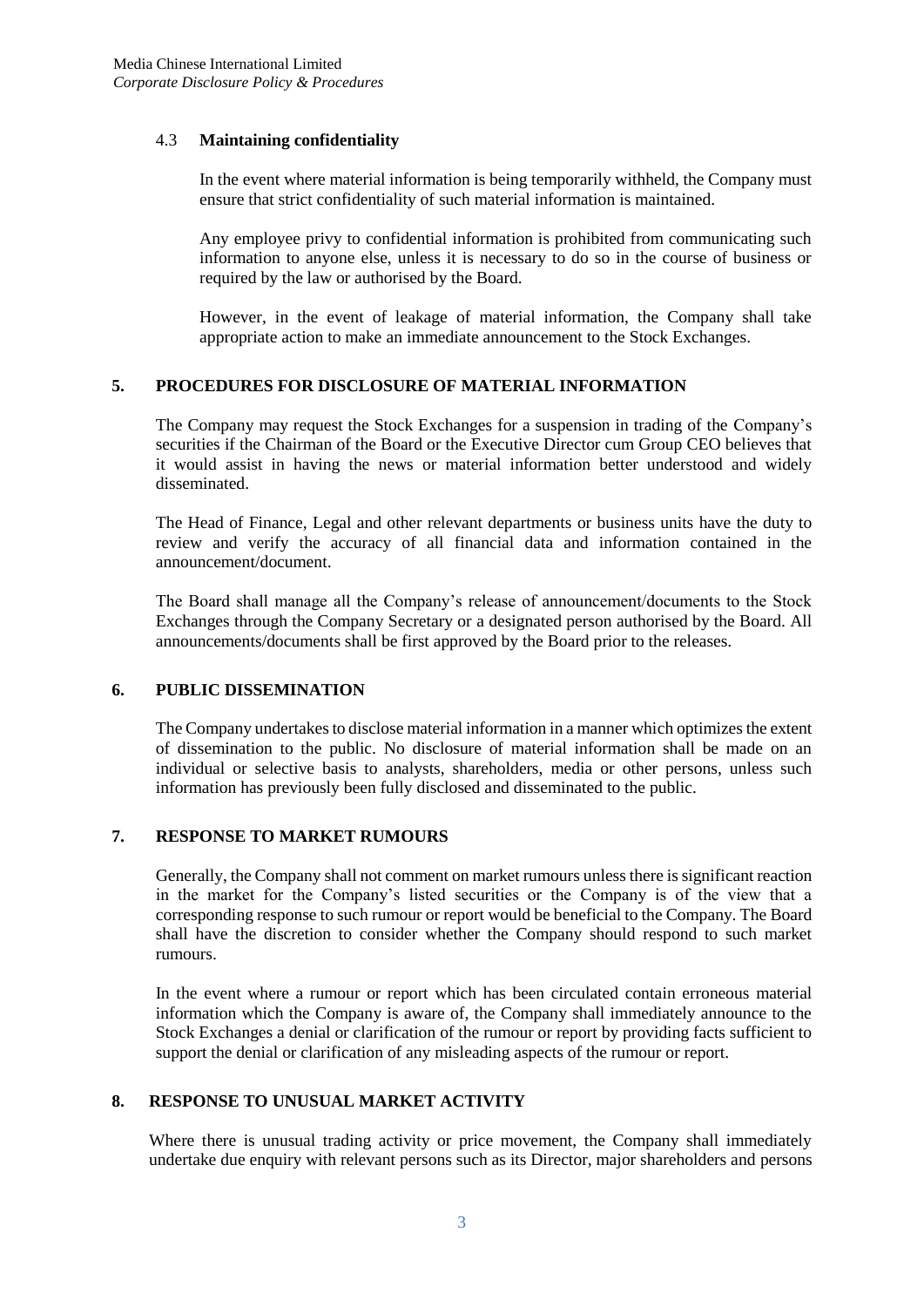### 4.3 **Maintaining confidentiality**

In the event where material information is being temporarily withheld, the Company must ensure that strict confidentiality of such material information is maintained.

Any employee privy to confidential information is prohibited from communicating such information to anyone else, unless it is necessary to do so in the course of business or required by the law or authorised by the Board.

However, in the event of leakage of material information, the Company shall take appropriate action to make an immediate announcement to the Stock Exchanges.

## 5. PROCEDURES FOR DISCLOSURE OF MATERIAL INFORMATION

The Company may request the Stock Exchanges for a suspension in trading of the Company's securities if the Chairman of the Board or the Executive Director cum Group CEO believes that it would assist in having the news or material information better understood and widely disseminated.

The Head of Finance, Legal and other relevant departments or business units have the duty to review and verify the accuracy of all financial data and information contained in the announcement/document.

The Board shall manage all the Company's release of announcement/documents to the Stock Exchanges through the Company Secretary or a designated person authorised by the Board. All announcements/documents shall be first approved by the Board prior to the releases.

## 6. PUBLIC DISSEMINATION

The Company undertakes to disclose material information in a manner which optimizes the extent of dissemination to the public. No disclosure of material information shall be made on an individual or selective basis to analysts, shareholders, media or other persons, unless such information has previously been fully disclosed and disseminated to the public.

## 7. RESPONSE TO MARKET RUMOURS

Generally, the Company shall not comment on market rumours unless there is significant reaction in the market for the Company's listed securities or the Company is of the view that a corresponding response to such rumour or report would be beneficial to the Company. The Board shall have the discretion to consider whether the Company should respond to such market rumours.

In the event where a rumour or report which has been circulated contain erroneous material information which the Company is aware of, the Company shall immediately announce to the Stock Exchanges a denial or clarification of the rumour or report by providing facts sufficient to support the denial or clarification of any misleading aspects of the rumour or report.

## 8. RESPONSE TO UNUSUAL MARKET ACTIVITY

Where there is unusual trading activity or price movement, the Company shall immediately undertake due enquiry with relevant persons such as its Director, major shareholders and persons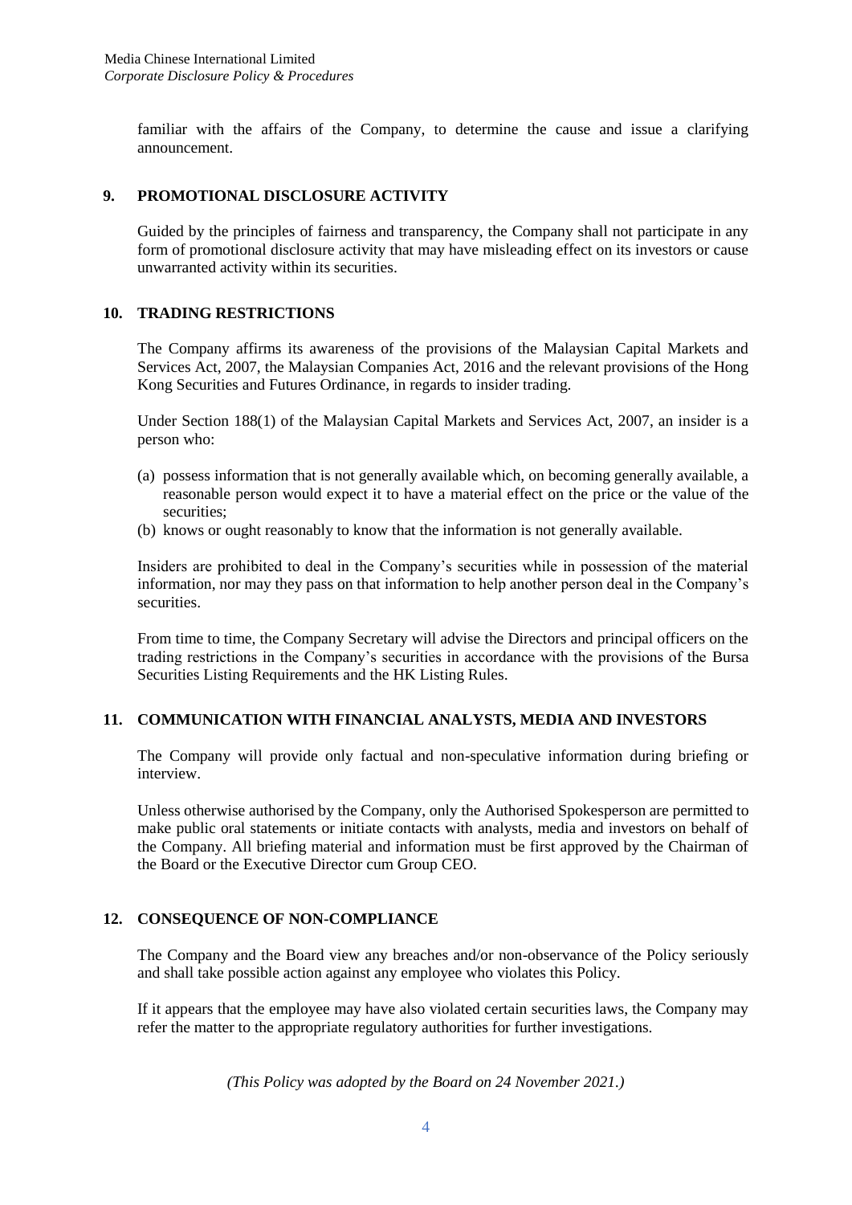familiar with the affairs of the Company, to determine the cause and issue a clarifying announcement.

## 9. PROMOTIONAL DISCLOSURE ACTIVITY

Guided by the principles of fairness and transparency, the Company shall not participate in any form of promotional disclosure activity that may have misleading effect on its investors or cause unwarranted activity within its securities.

## 10. TRADING RESTRICTIONS

The Company affirms its awareness of the provisions of the Malaysian Capital Markets and Services Act, 2007, the Malaysian Companies Act, 2016 and the relevant provisions of the Hong Kong Securities and Futures Ordinance, in regards to insider trading.

Under Section 188(1) of the Malaysian Capital Markets and Services Act, 2007, an insider is a person who:

(a) possess information that is not generally available which, on becoming generally available, a reasonable person would expect it to have a material effect on the price or the value of the securities;
(b) knows or ought reasonably to know that the information is not generally available.

Insiders are prohibited to deal in the Company's securities while in possession of the material information, nor may they pass on that information to help another person deal in the Company's securities.

From time to time, the Company Secretary will advise the Directors and principal officers on the trading restrictions in the Company's securities in accordance with the provisions of the Bursa Securities Listing Requirements and the HK Listing Rules.

## 11. COMMUNICATION WITH FINANCIAL ANALYSTS, MEDIA AND INVESTORS

The Company will provide only factual and non-speculative information during briefing or interview.

Unless otherwise authorised by the Company, only the Authorised Spokesperson are permitted to make public oral statements or initiate contacts with analysts, media and investors on behalf of the Company. All briefing material and information must be first approved by the Chairman of the Board or the Executive Director cum Group CEO.

## 12. CONSEQUENCE OF NON-COMPLIANCE

The Company and the Board view any breaches and/or non-observance of the Policy seriously and shall take possible action against any employee who violates this Policy.

If it appears that the employee may have also violated certain securities laws, the Company may refer the matter to the appropriate regulatory authorities for further investigations.

*(This Policy was adopted by the Board on 24 November 2021.)*